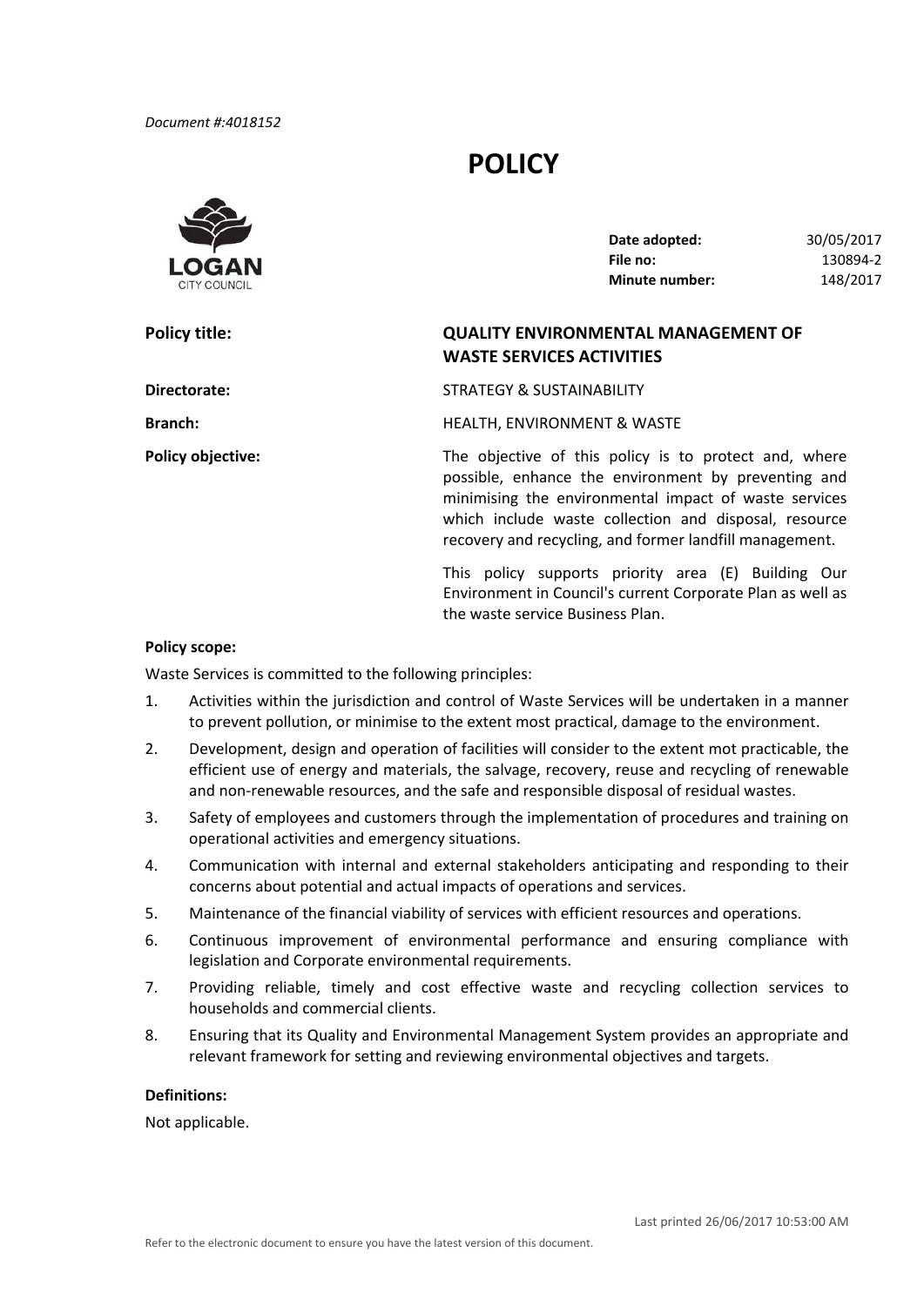*Document #:4018152*

# POLICY

LOGAN CITY COUNCIL

| | |
|---|---|
| **Date adopted:** | 30/05/2017 |
| **File no:** | 130894-2 |
| **Minute number:** | 148/2017 |

**Policy title:** QUALITY ENVIRONMENTAL MANAGEMENT OF WASTE SERVICES ACTIVITIES

**Directorate:** STRATEGY & SUSTAINABILITY

**Branch:** HEALTH, ENVIRONMENT & WASTE

**Policy objective:** The objective of this policy is to protect and, where possible, enhance the environment by preventing and minimising the environmental impact of waste services which include waste collection and disposal, resource recovery and recycling, and former landfill management.

This policy supports priority area (E) Building Our Environment in Council's current Corporate Plan as well as the waste service Business Plan.

**Policy scope:**

Waste Services is committed to the following principles:

1. Activities within the jurisdiction and control of Waste Services will be undertaken in a manner to prevent pollution, or minimise to the extent most practical, damage to the environment.
2. Development, design and operation of facilities will consider to the extent mot practicable, the efficient use of energy and materials, the salvage, recovery, reuse and recycling of renewable and non-renewable resources, and the safe and responsible disposal of residual wastes.
3. Safety of employees and customers through the implementation of procedures and training on operational activities and emergency situations.
4. Communication with internal and external stakeholders anticipating and responding to their concerns about potential and actual impacts of operations and services.
5. Maintenance of the financial viability of services with efficient resources and operations.
6. Continuous improvement of environmental performance and ensuring compliance with legislation and Corporate environmental requirements.
7. Providing reliable, timely and cost effective waste and recycling collection services to households and commercial clients.
8. Ensuring that its Quality and Environmental Management System provides an appropriate and relevant framework for setting and reviewing environmental objectives and targets.

**Definitions:**

Not applicable.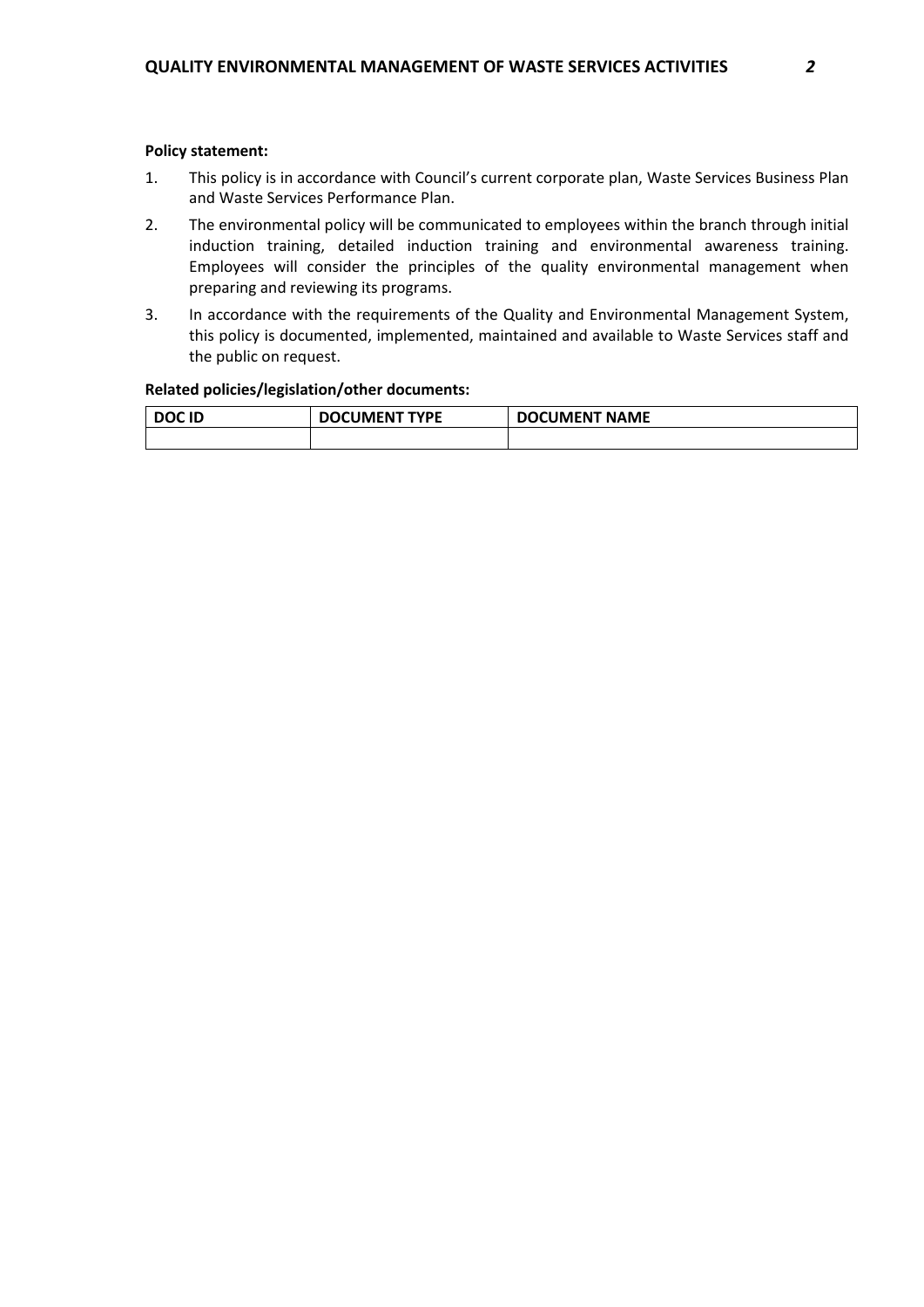**Policy statement:**

1. This policy is in accordance with Council's current corporate plan, Waste Services Business Plan and Waste Services Performance Plan.
2. The environmental policy will be communicated to employees within the branch through initial induction training, detailed induction training and environmental awareness training. Employees will consider the principles of the quality environmental management when preparing and reviewing its programs.
3. In accordance with the requirements of the Quality and Environmental Management System, this policy is documented, implemented, maintained and available to Waste Services staff and the public on request.

**Related policies/legislation/other documents:**

| DOC ID | DOCUMENT TYPE | DOCUMENT NAME |
|---|---|---|
| | | |